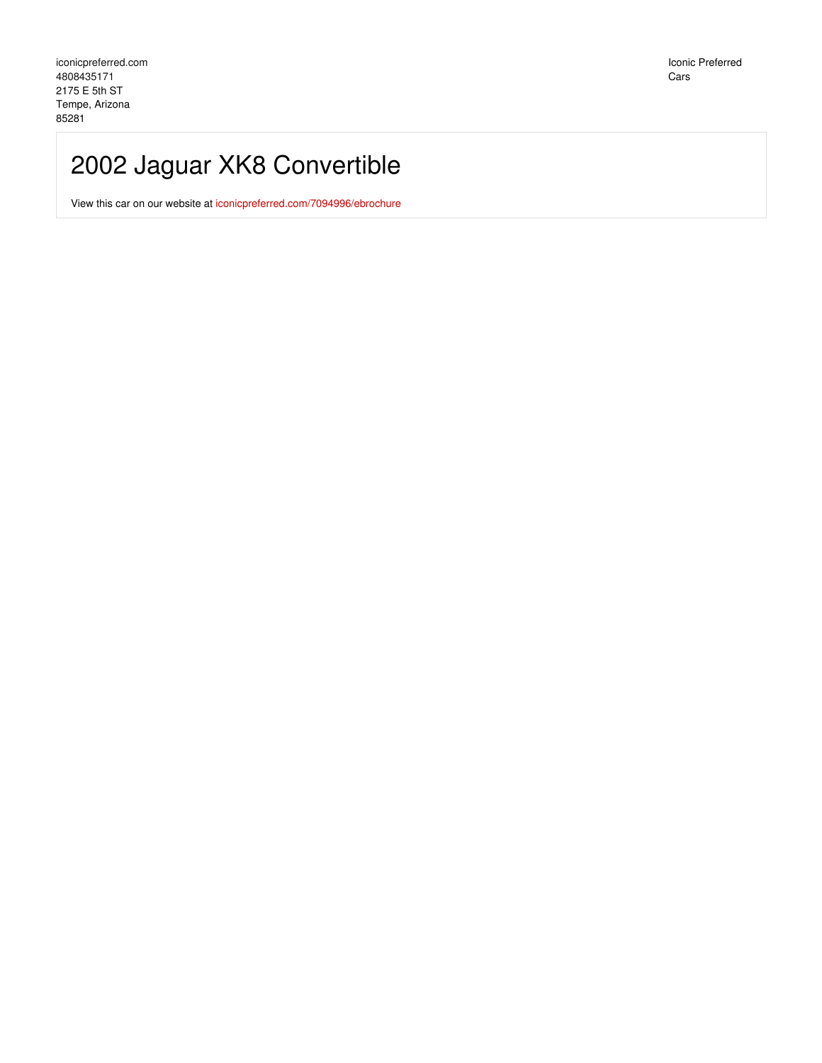iconicpreferred.com
4808435171
2175 E 5th ST
Tempe, Arizona
85281

Iconic Preferred
Cars

# 2002 Jaguar XK8 Convertible

View this car on our website at iconicpreferred.com/7094996/ebrochure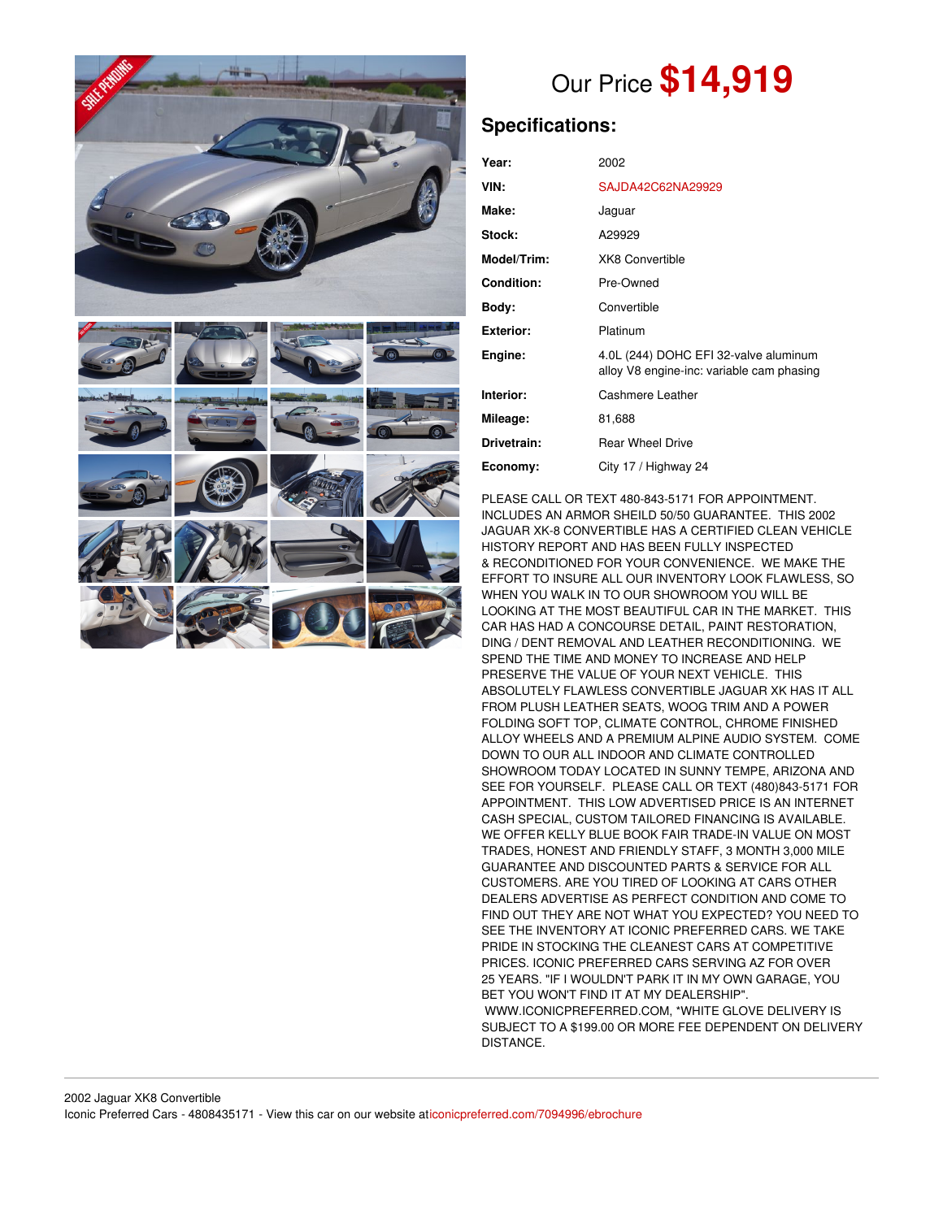# Our Price $14,919

## Specifications:

| | |
|---|---|
| **Year:** | 2002 |
| **VIN:** | SAJDA42C62NA29929 |
| **Make:** | Jaguar |
| **Stock:** | A29929 |
| **Model/Trim:** | XK8 Convertible |
| **Condition:** | Pre-Owned |
| **Body:** | Convertible |
| **Exterior:** | Platinum |
| **Engine:** | 4.0L (244) DOHC EFI 32-valve aluminum alloy V8 engine-inc: variable cam phasing |
| **Interior:** | Cashmere Leather |
| **Mileage:** | 81,688 |
| **Drivetrain:** | Rear Wheel Drive |
| **Economy:** | City 17 / Highway 24 |

PLEASE CALL OR TEXT 480-843-5171 FOR APPOINTMENT. INCLUDES AN ARMOR SHEILD 50/50 GUARANTEE. THIS 2002 JAGUAR XK-8 CONVERTIBLE HAS A CERTIFIED CLEAN VEHICLE HISTORY REPORT AND HAS BEEN FULLY INSPECTED & RECONDITIONED FOR YOUR CONVENIENCE. WE MAKE THE EFFORT TO INSURE ALL OUR INVENTORY LOOK FLAWLESS, SO WHEN YOU WALK IN TO OUR SHOWROOM YOU WILL BE LOOKING AT THE MOST BEAUTIFUL CAR IN THE MARKET. THIS CAR HAS HAD A CONCOURSE DETAIL, PAINT RESTORATION, DING / DENT REMOVAL AND LEATHER RECONDITIONING. WE SPEND THE TIME AND MONEY TO INCREASE AND HELP PRESERVE THE VALUE OF YOUR NEXT VEHICLE. THIS ABSOLUTELY FLAWLESS CONVERTIBLE JAGUAR XK HAS IT ALL FROM PLUSH LEATHER SEATS, WOOG TRIM AND A POWER FOLDING SOFT TOP, CLIMATE CONTROL, CHROME FINISHED ALLOY WHEELS AND A PREMIUM ALPINE AUDIO SYSTEM. COME DOWN TO OUR ALL INDOOR AND CLIMATE CONTROLLED SHOWROOM TODAY LOCATED IN SUNNY TEMPE, ARIZONA AND SEE FOR YOURSELF. PLEASE CALL OR TEXT (480)843-5171 FOR APPOINTMENT. THIS LOW ADVERTISED PRICE IS AN INTERNET CASH SPECIAL, CUSTOM TAILORED FINANCING IS AVAILABLE. WE OFFER KELLY BLUE BOOK FAIR TRADE-IN VALUE ON MOST TRADES, HONEST AND FRIENDLY STAFF, 3 MONTH 3,000 MILE GUARANTEE AND DISCOUNTED PARTS & SERVICE FOR ALL CUSTOMERS. ARE YOU TIRED OF LOOKING AT CARS OTHER DEALERS ADVERTISE AS PERFECT CONDITION AND COME TO FIND OUT THEY ARE NOT WHAT YOU EXPECTED? YOU NEED TO SEE THE INVENTORY AT ICONIC PREFERRED CARS. WE TAKE PRIDE IN STOCKING THE CLEANEST CARS AT COMPETITIVE PRICES. ICONIC PREFERRED CARS SERVING AZ FOR OVER 25 YEARS. "IF I WOULDN'T PARK IT IN MY OWN GARAGE, YOU BET YOU WON'T FIND IT AT MY DEALERSHIP". WWW.ICONICPREFERRED.COM, *WHITE GLOVE DELIVERY IS SUBJECT TO A $199.00 OR MORE FEE DEPENDENT ON DELIVERY DISTANCE.

2002 Jaguar XK8 Convertible
Iconic Preferred Cars - 4808435171 - View this car on our website at iconicpreferred.com/7094996/ebrochure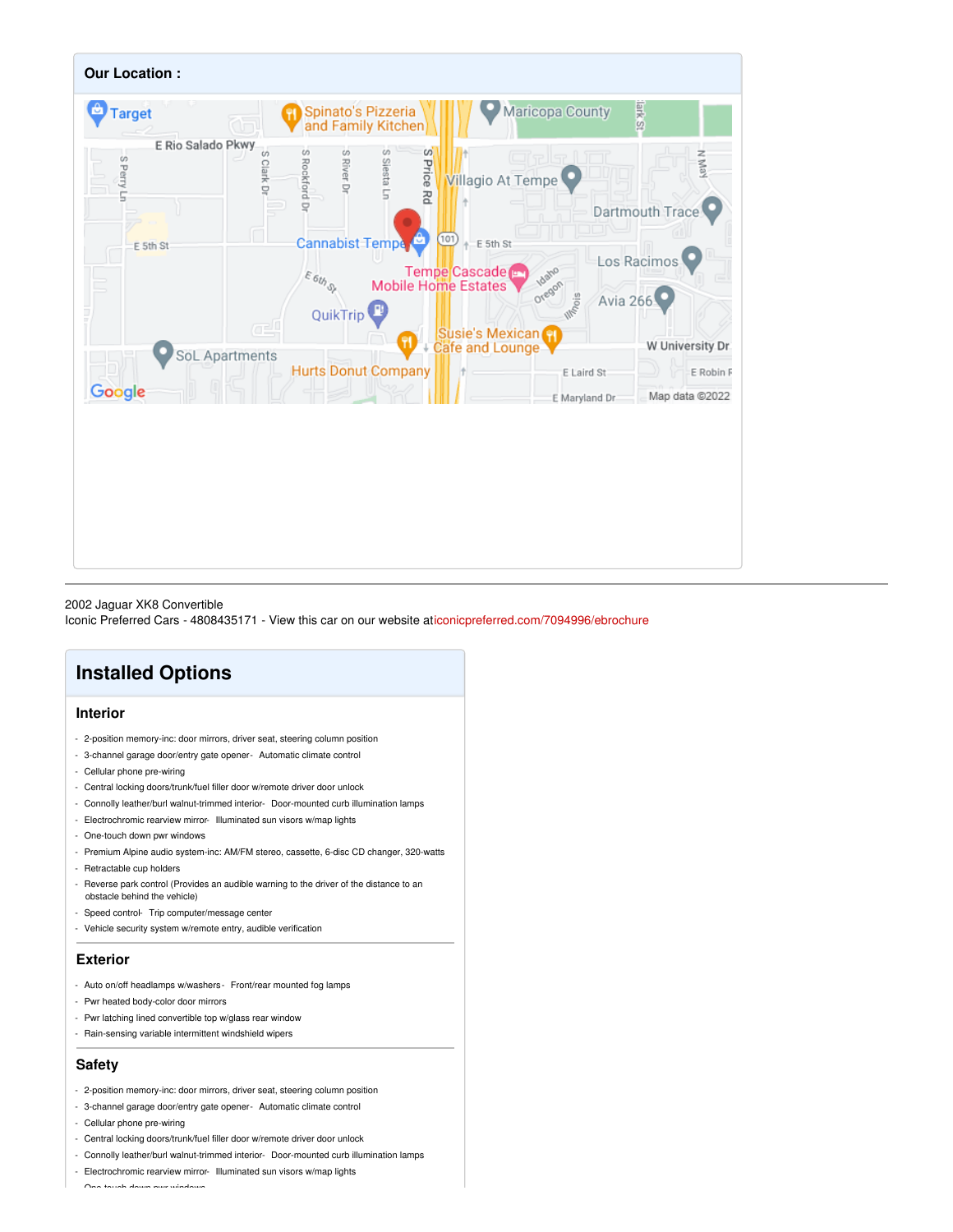## Our Location :

2002 Jaguar XK8 Convertible
Iconic Preferred Cars - 4808435171 - View this car on our website at iconicpreferred.com/7094996/ebrochure

# Installed Options

## Interior

- 2-position memory-inc: door mirrors, driver seat, steering column position
- 3-channel garage door/entry gate opener- Automatic climate control
- Cellular phone pre-wiring
- Central locking doors/trunk/fuel filler door w/remote driver door unlock
- Connolly leather/burl walnut-trimmed interior- Door-mounted curb illumination lamps
- Electrochromic rearview mirror- Illuminated sun visors w/map lights
- One-touch down pwr windows
- Premium Alpine audio system-inc: AM/FM stereo, cassette, 6-disc CD changer, 320-watts
- Retractable cup holders
- Reverse park control (Provides an audible warning to the driver of the distance to an obstacle behind the vehicle)
- Speed control- Trip computer/message center
- Vehicle security system w/remote entry, audible verification

## Exterior

- Auto on/off headlamps w/washers- Front/rear mounted fog lamps
- Pwr heated body-color door mirrors
- Pwr latching lined convertible top w/glass rear window
- Rain-sensing variable intermittent windshield wipers

## Safety

- 2-position memory-inc: door mirrors, driver seat, steering column position
- 3-channel garage door/entry gate opener- Automatic climate control
- Cellular phone pre-wiring
- Central locking doors/trunk/fuel filler door w/remote driver door unlock
- Connolly leather/burl walnut-trimmed interior- Door-mounted curb illumination lamps
- Electrochromic rearview mirror- Illuminated sun visors w/map lights
- One-touch down pwr windows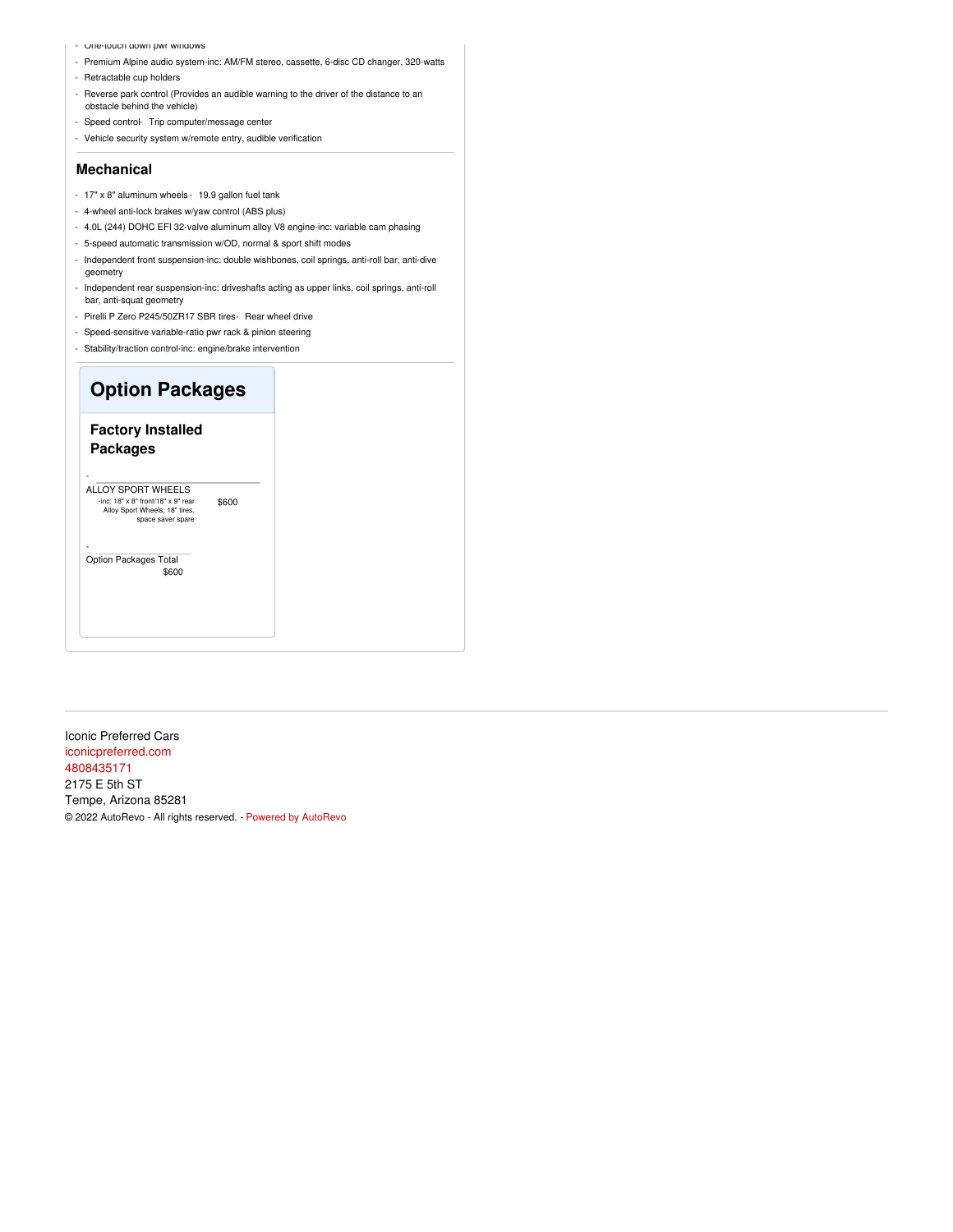- One-touch down pwr windows
- Premium Alpine audio system-inc: AM/FM stereo, cassette, 6-disc CD changer, 320-watts
- Retractable cup holders
- Reverse park control (Provides an audible warning to the driver of the distance to an obstacle behind the vehicle)
- Speed control
- Trip computer/message center
- Vehicle security system w/remote entry, audible verification

### Mechanical

- 17" x 8" aluminum wheels
- 19.9 gallon fuel tank
- 4-wheel anti-lock brakes w/yaw control (ABS plus)
- 4.0L (244) DOHC EFI 32-valve aluminum alloy V8 engine-inc: variable cam phasing
- 5-speed automatic transmission w/OD, normal & sport shift modes
- Independent front suspension-inc: double wishbones, coil springs, anti-roll bar, anti-dive geometry
- Independent rear suspension-inc: driveshafts acting as upper links, coil springs, anti-roll bar, anti-squat geometry
- Pirelli P Zero P245/50ZR17 SBR tires
- Rear wheel drive
- Speed-sensitive variable-ratio pwr rack & pinion steering
- Stability/traction control-inc: engine/brake intervention

## Option Packages

### Factory Installed Packages

| | |
|---|---|
| ALLOY SPORT WHEELS<br>-inc: 18" x 8" front/18" x 9" rear Alloy Sport Wheels, 18" tires, space saver spare | $600 |
| Option Packages Total | $600 |

Iconic Preferred Cars
iconicpreferred.com
4808435171
2175 E 5th ST
Tempe, Arizona 85281
© 2022 AutoRevo - All rights reserved. - Powered by AutoRevo